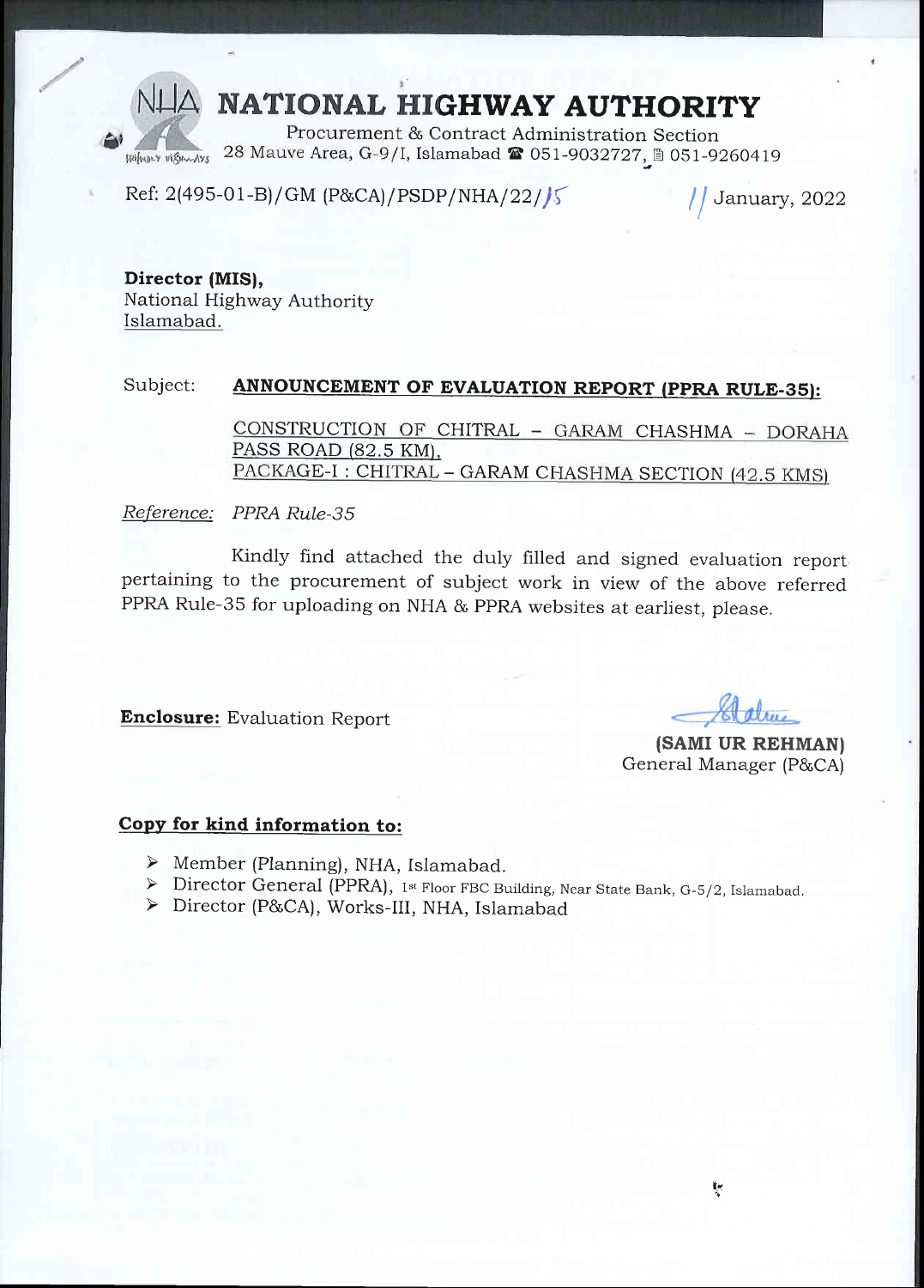# NATIONAL HIGHWAY AUTHORITY

Procurement & Contract Administration Section
28 Mauve Area, G-9/I, Islamabad ☎ 051-9032727, 🖷 051-9260419

Ref: 2(495-01-B)/GM (P&CA)/PSDP/NHA/22/15 — 11 January, 2022

**Director (MIS),**
National Highway Authority
Islamabad.

Subject: **ANNOUNCEMENT OF EVALUATION REPORT (PPRA RULE-35):**

CONSTRUCTION OF CHITRAL – GARAM CHASHMA – DORAHA PASS ROAD (82.5 KM),
PACKAGE-I : CHITRAL – GARAM CHASHMA SECTION (42.5 KMS)

*Reference:* *PPRA Rule-35*

Kindly find attached the duly filled and signed evaluation report pertaining to the procurement of subject work in view of the above referred PPRA Rule-35 for uploading on NHA & PPRA websites at earliest, please.

**Enclosure:** Evaluation Report

**(SAMI UR REHMAN)**
General Manager (P&CA)

**Copy for kind information to:**

- Member (Planning), NHA, Islamabad.
- Director General (PPRA), 1st Floor FBC Building, Near State Bank, G-5/2, Islamabad.
- Director (P&CA), Works-III, NHA, Islamabad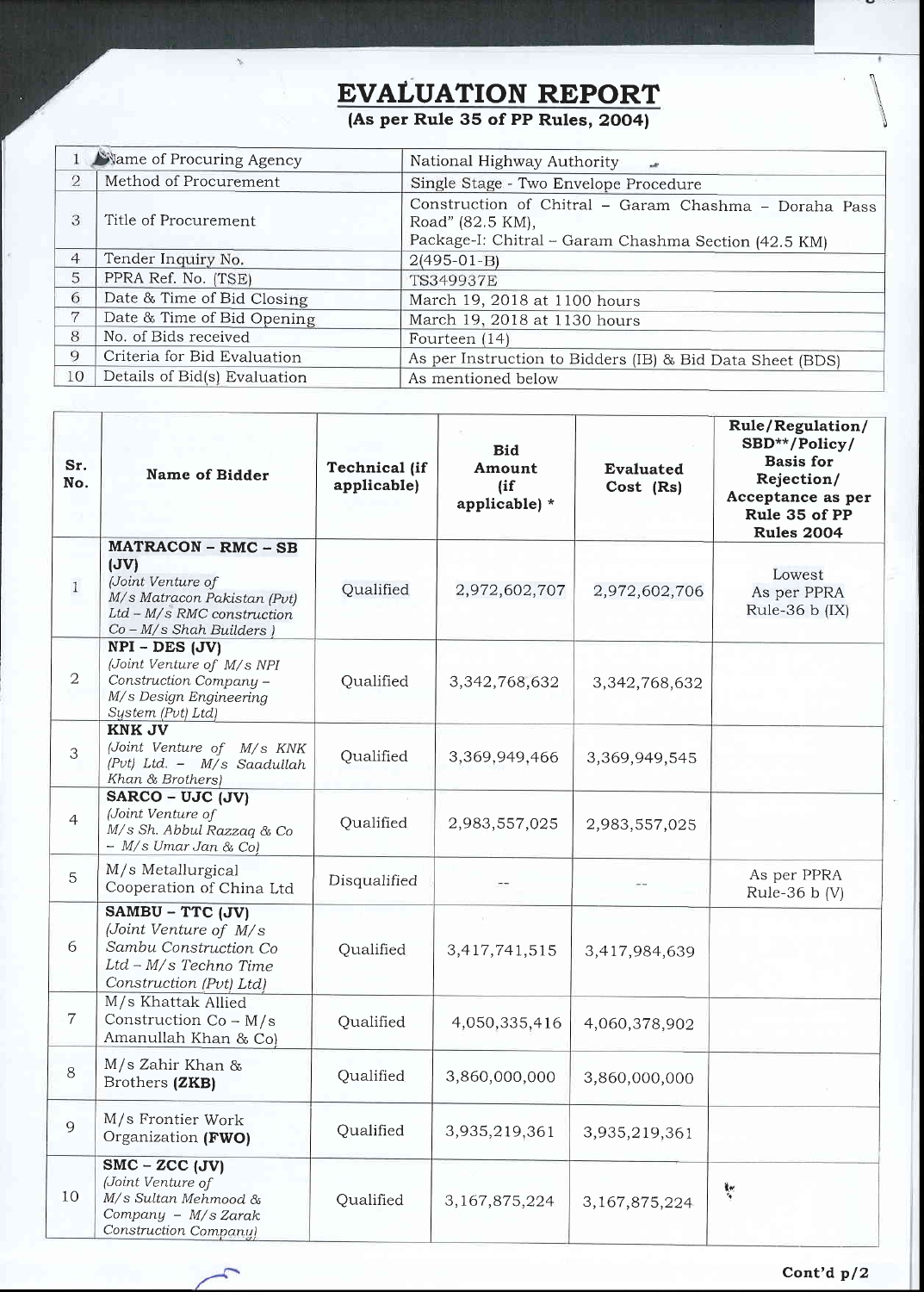# EVALUATION REPORT

**(As per Rule 35 of PP Rules, 2004)**

| | | |
|---|---|---|
| 1 | Name of Procuring Agency | National Highway Authority |
| 2 | Method of Procurement | Single Stage - Two Envelope Procedure |
| 3 | Title of Procurement | Construction of Chitral – Garam Chashma – Doraha Pass Road" (82.5 KM), Package-I: Chitral – Garam Chashma Section (42.5 KM) |
| 4 | Tender Inquiry No. | 2(495-01-B) |
| 5 | PPRA Ref. No. (TSE) | TS349937E |
| 6 | Date & Time of Bid Closing | March 19, 2018 at 1100 hours |
| 7 | Date & Time of Bid Opening | March 19, 2018 at 1130 hours |
| 8 | No. of Bids received | Fourteen (14) |
| 9 | Criteria for Bid Evaluation | As per Instruction to Bidders (IB) & Bid Data Sheet (BDS) |
| 10 | Details of Bid(s) Evaluation | As mentioned below |

| Sr. No. | Name of Bidder | Technical (if applicable) | Bid Amount (if applicable) * | Evaluated Cost (Rs) | Rule/Regulation/ SBD**/Policy/ Basis for Rejection/ Acceptance as per Rule 35 of PP Rules 2004 |
|---|---|---|---|---|---|
| 1 | **MATRACON – RMC – SB (JV)** *(Joint Venture of M/s Matracon Pakistan (Pvt) Ltd – M/s RMC construction Co – M/s Shah Builders )* | Qualified | 2,972,602,707 | 2,972,602,706 | Lowest As per PPRA Rule-36 b (IX) |
| 2 | **NPI – DES (JV)** *(Joint Venture of M/s NPI Construction Company – M/s Design Engineering System (Pvt) Ltd)* | Qualified | 3,342,768,632 | 3,342,768,632 | |
| 3 | **KNK JV** *(Joint Venture of M/s KNK (Pvt) Ltd. – M/s Saadullah Khan & Brothers)* | Qualified | 3,369,949,466 | 3,369,949,545 | |
| 4 | **SARCO – UJC (JV)** *(Joint Venture of M/s Sh. Abbul Razzaq & Co – M/s Umar Jan & Co)* | Qualified | 2,983,557,025 | 2,983,557,025 | |
| 5 | M/s Metallurgical Cooperation of China Ltd | Disqualified | -- | -- | As per PPRA Rule-36 b (V) |
| 6 | **SAMBU – TTC (JV)** (Joint Venture of M/s Sambu Construction Co Ltd – M/s Techno Time Construction (Pvt) Ltd) | Qualified | 3,417,741,515 | 3,417,984,639 | |
| 7 | M/s Khattak Allied Construction Co – M/s Amanullah Khan & Co) | Qualified | 4,050,335,416 | 4,060,378,902 | |
| 8 | M/s Zahir Khan & Brothers **(ZKB)** | Qualified | 3,860,000,000 | 3,860,000,000 | |
| 9 | M/s Frontier Work Organization **(FWO)** | Qualified | 3,935,219,361 | 3,935,219,361 | |
| 10 | **SMC – ZCC (JV)** *(Joint Venture of M/s Sultan Mehmood & Company – M/s Zarak Construction Company)* | Qualified | 3,167,875,224 | 3,167,875,224 | |

**Cont'd p/2**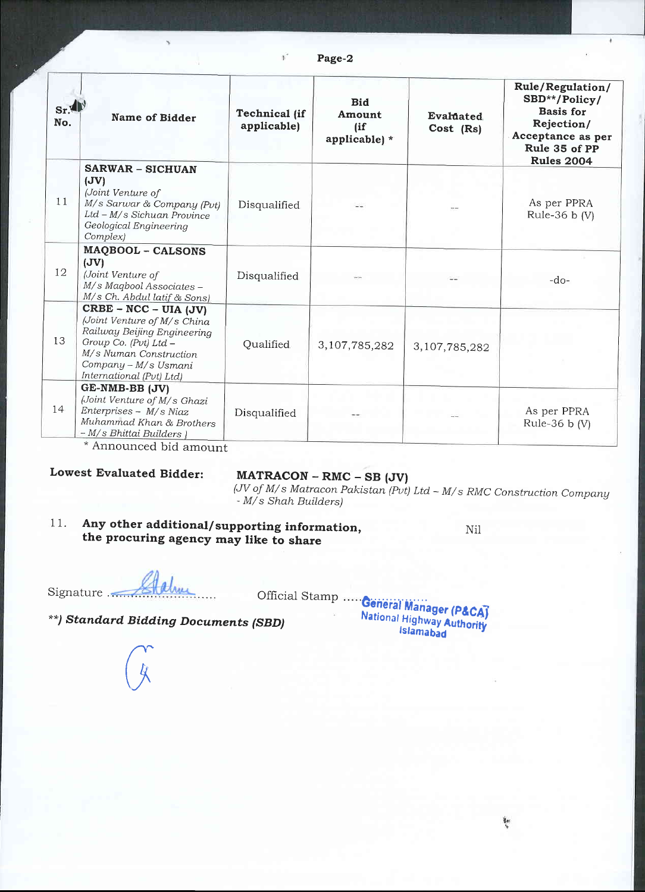| Sr. No. | Name of Bidder | Technical (if applicable) | Bid Amount (if applicable) * | Evaluated Cost (Rs) | Rule/Regulation/ SBD**/Policy/ Basis for Rejection/ Acceptance as per Rule 35 of PP Rules 2004 |
|---|---|---|---|---|---|
| 11 | **SARWAR – SICHUAN (JV)** *(Joint Venture of M/s Sarwar & Company (Pvt) Ltd – M/s Sichuan Province Geological Engineering Complex)* | Disqualified | -- | -- | As per PPRA Rule-36 b (V) |
| 12 | **MAQBOOL – CALSONS (JV)** *(Joint Venture of M/s Maqbool Associates – M/s Ch. Abdul latif & Sons)* | Disqualified | -- | -- | -do- |
| 13 | **CRBE – NCC – UIA (JV)** *(Joint Venture of M/s China Railway Beijing Engineering Group Co. (Pvt) Ltd – M/s Numan Construction Company – M/s Usmani International (Pvt) Ltd)* | Qualified | 3,107,785,282 | 3,107,785,282 | |
| 14 | **GE-NMB-BB (JV)** *(Joint Venture of M/s Ghazi Enterprises – M/s Niaz Muhammad Khan & Brothers – M/s Bhittai Builders )* | Disqualified | -- | -- | As per PPRA Rule-36 b (V) |

\* Announced bid amount

**Lowest Evaluated Bidder:** **MATRACON – RMC – SB (JV)**
*(JV of M/s Matracon Pakistan (Pvt) Ltd – M/s RMC Construction Company - M/s Shah Builders)*

11. **Any other additional/supporting information, the procuring agency may like to share** Nil

Signature ............................ Official Stamp ............... General Manager (P&CA) National Highway Authority Islamabad

***) Standard Bidding Documents (SBD)***